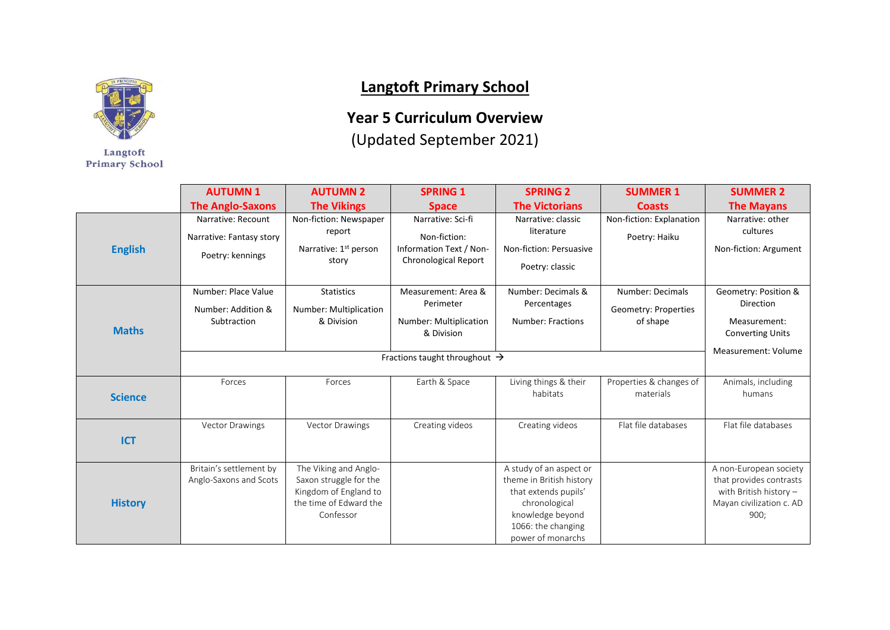# Langtoft Primary School

## Year 5 Curriculum Overview

(Updated September 2021)

| | AUTUMN 1 The Anglo-Saxons | AUTUMN 2 The Vikings | SPRING 1 Space | SPRING 2 The Victorians | SUMMER 1 Coasts | SUMMER 2 The Mayans |
|---|---|---|---|---|---|---|
| **English** | Narrative: Recount<br><br>Narrative: Fantasy story<br><br>Poetry: kennings | Non-fiction: Newspaper report<br><br>Narrative: 1st person story | Narrative: Sci-fi<br><br>Non-fiction: Information Text / Non-Chronological Report | Narrative: classic literature<br><br>Non-fiction: Persuasive<br><br>Poetry: classic | Non-fiction: Explanation<br><br>Poetry: Haiku | Narrative: other cultures<br><br>Non-fiction: Argument |
| **Maths** | Number: Place Value<br><br>Number: Addition & Subtraction | Statistics<br><br>Number: Multiplication & Division | Measurement: Area & Perimeter<br><br>Number: Multiplication & Division | Number: Decimals & Percentages<br><br>Number: Fractions | Number: Decimals<br><br>Geometry: Properties of shape | Geometry: Position & Direction<br><br>Measurement: Converting Units<br><br>Measurement: Volume |
| | Fractions taught throughout → | | | | | |
| **Science** | Forces | Forces | Earth & Space | Living things & their habitats | Properties & changes of materials | Animals, including humans |
| **ICT** | Vector Drawings | Vector Drawings | Creating videos | Creating videos | Flat file databases | Flat file databases |
| **History** | Britain's settlement by Anglo-Saxons and Scots | The Viking and Anglo-Saxon struggle for the Kingdom of England to the time of Edward the Confessor | | A study of an aspect or theme in British history that extends pupils' chronological knowledge beyond 1066: the changing power of monarchs | | A non-European society that provides contrasts with British history – Mayan civilization c. AD 900; |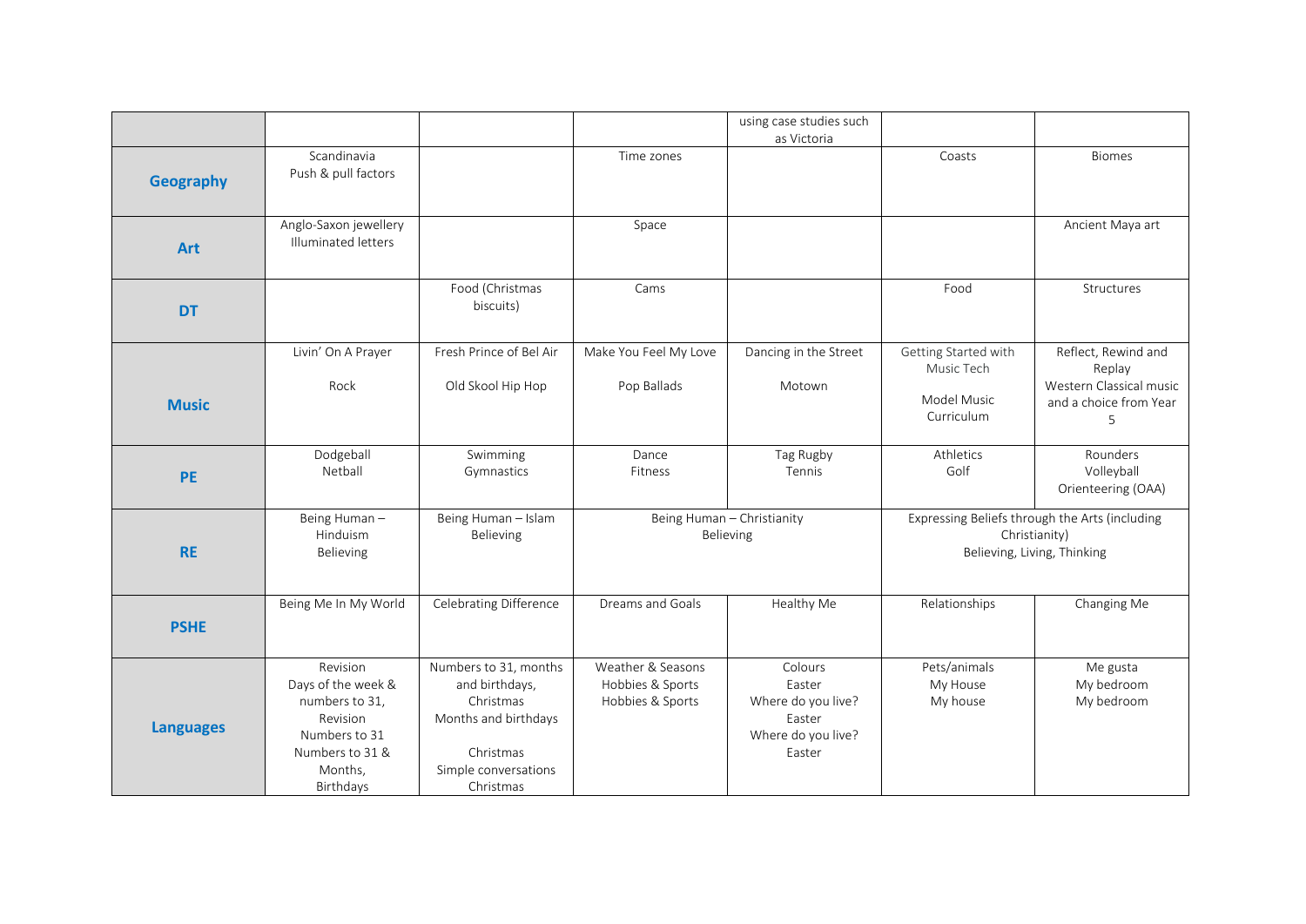| | | | | | | |
|---|---|---|---|---|---|---|
| | | | | using case studies such as Victoria | | |
| **Geography** | Scandinavia<br>Push & pull factors | | Time zones | | Coasts | Biomes |
| **Art** | Anglo-Saxon jewellery<br>Illuminated letters | | Space | | | Ancient Maya art |
| **DT** | | Food (Christmas biscuits) | Cams | | Food | Structures |
| **Music** | Livin' On A Prayer<br><br>Rock | Fresh Prince of Bel Air<br><br>Old Skool Hip Hop | Make You Feel My Love<br><br>Pop Ballads | Dancing in the Street<br><br>Motown | Getting Started with Music Tech<br><br>Model Music Curriculum | Reflect, Rewind and Replay<br>Western Classical music and a choice from Year 5 |
| **PE** | Dodgeball<br>Netball | Swimming<br>Gymnastics | Dance<br>Fitness | Tag Rugby<br>Tennis | Athletics<br>Golf | Rounders<br>Volleyball<br>Orienteering (OAA) |
| **RE** | Being Human – Hinduism<br>Believing | Being Human – Islam<br>Believing | Being Human – Christianity<br>Believing | | Expressing Beliefs through the Arts (including Christianity)<br>Believing, Living, Thinking | |
| **PSHE** | Being Me In My World | Celebrating Difference | Dreams and Goals | Healthy Me | Relationships | Changing Me |
| **Languages** | Revision<br>Days of the week & numbers to 31,<br>Revision<br>Numbers to 31<br>Numbers to 31 & Months,<br>Birthdays | Numbers to 31, months and birthdays,<br>Christmas<br>Months and birthdays<br><br>Christmas<br>Simple conversations<br>Christmas | Weather & Seasons<br>Hobbies & Sports<br>Hobbies & Sports | Colours<br>Easter<br>Where do you live?<br>Easter<br>Where do you live?<br>Easter | Pets/animals<br>My House<br>My house | Me gusta<br>My bedroom<br>My bedroom |